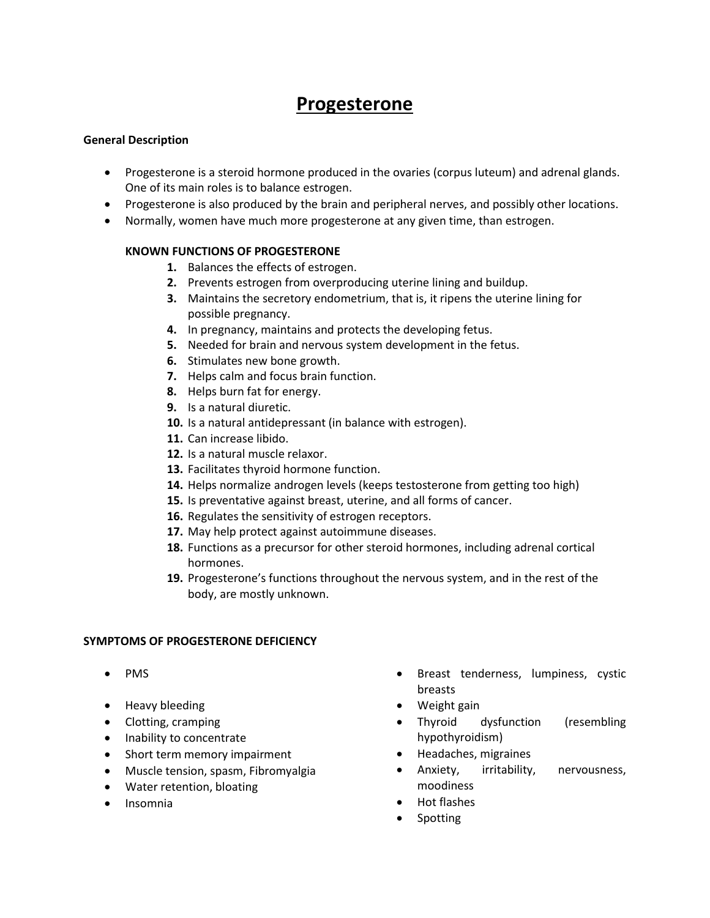# Progesterone

**General Description**

- Progesterone is a steroid hormone produced in the ovaries (corpus luteum) and adrenal glands. One of its main roles is to balance estrogen.
- Progesterone is also produced by the brain and peripheral nerves, and possibly other locations.
- Normally, women have much more progesterone at any given time, than estrogen.

**KNOWN FUNCTIONS OF PROGESTERONE**

1. Balances the effects of estrogen.
2. Prevents estrogen from overproducing uterine lining and buildup.
3. Maintains the secretory endometrium, that is, it ripens the uterine lining for possible pregnancy.
4. In pregnancy, maintains and protects the developing fetus.
5. Needed for brain and nervous system development in the fetus.
6. Stimulates new bone growth.
7. Helps calm and focus brain function.
8. Helps burn fat for energy.
9. Is a natural diuretic.
10. Is a natural antidepressant (in balance with estrogen).
11. Can increase libido.
12. Is a natural muscle relaxor.
13. Facilitates thyroid hormone function.
14. Helps normalize androgen levels (keeps testosterone from getting too high)
15. Is preventative against breast, uterine, and all forms of cancer.
16. Regulates the sensitivity of estrogen receptors.
17. May help protect against autoimmune diseases.
18. Functions as a precursor for other steroid hormones, including adrenal cortical hormones.
19. Progesterone's functions throughout the nervous system, and in the rest of the body, are mostly unknown.

**SYMPTOMS OF PROGESTERONE DEFICIENCY**

- PMS
- Heavy bleeding
- Clotting, cramping
- Inability to concentrate
- Short term memory impairment
- Muscle tension, spasm, Fibromyalgia
- Water retention, bloating
- Insomnia
- Breast tenderness, lumpiness, cystic breasts
- Weight gain
- Thyroid dysfunction (resembling hypothyroidism)
- Headaches, migraines
- Anxiety, irritability, nervousness, moodiness
- Hot flashes
- Spotting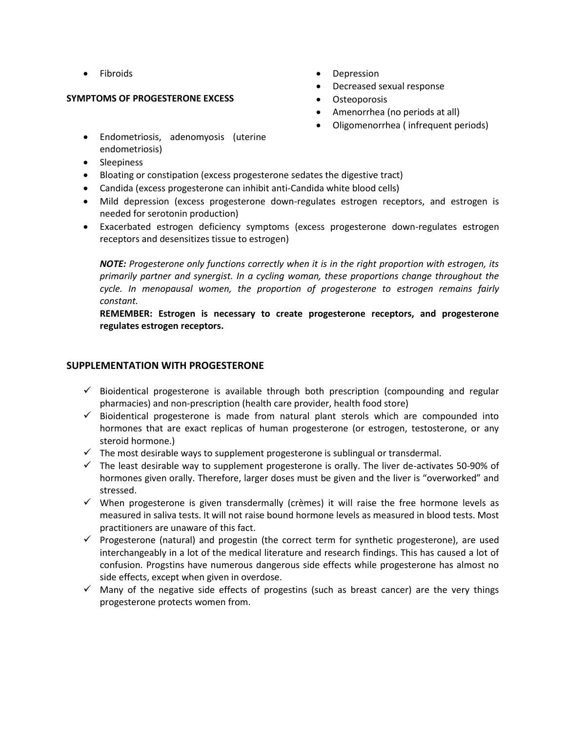- Fibroids
- Depression
- Decreased sexual response
- Osteoporosis
- Amenorrhea (no periods at all)
- Oligomenorrhea ( infrequent periods)

**SYMPTOMS OF PROGESTERONE EXCESS**

- Endometriosis, adenomyosis (uterine endometriosis)
- Sleepiness
- Bloating or constipation (excess progesterone sedates the digestive tract)
- Candida (excess progesterone can inhibit anti-Candida white blood cells)
- Mild depression (excess progesterone down-regulates estrogen receptors, and estrogen is needed for serotonin production)
- Exacerbated estrogen deficiency symptoms (excess progesterone down-regulates estrogen receptors and desensitizes tissue to estrogen)

***NOTE:*** *Progesterone only functions correctly when it is in the right proportion with estrogen, its primarily partner and synergist. In a cycling woman, these proportions change throughout the cycle. In menopausal women, the proportion of progesterone to estrogen remains fairly constant.*

**REMEMBER: Estrogen is necessary to create progesterone receptors, and progesterone regulates estrogen receptors.**

## SUPPLEMENTATION WITH PROGESTERONE

- ✓ Bioidentical progesterone is available through both prescription (compounding and regular pharmacies) and non-prescription (health care provider, health food store)
- ✓ Bioidentical progesterone is made from natural plant sterols which are compounded into hormones that are exact replicas of human progesterone (or estrogen, testosterone, or any steroid hormone.)
- ✓ The most desirable ways to supplement progesterone is sublingual or transdermal.
- ✓ The least desirable way to supplement progesterone is orally. The liver de-activates 50-90% of hormones given orally. Therefore, larger doses must be given and the liver is "overworked" and stressed.
- ✓ When progesterone is given transdermally (crèmes) it will raise the free hormone levels as measured in saliva tests. It will not raise bound hormone levels as measured in blood tests. Most practitioners are unaware of this fact.
- ✓ Progesterone (natural) and progestin (the correct term for synthetic progesterone), are used interchangeably in a lot of the medical literature and research findings. This has caused a lot of confusion. Progstins have numerous dangerous side effects while progesterone has almost no side effects, except when given in overdose.
- ✓ Many of the negative side effects of progestins (such as breast cancer) are the very things progesterone protects women from.